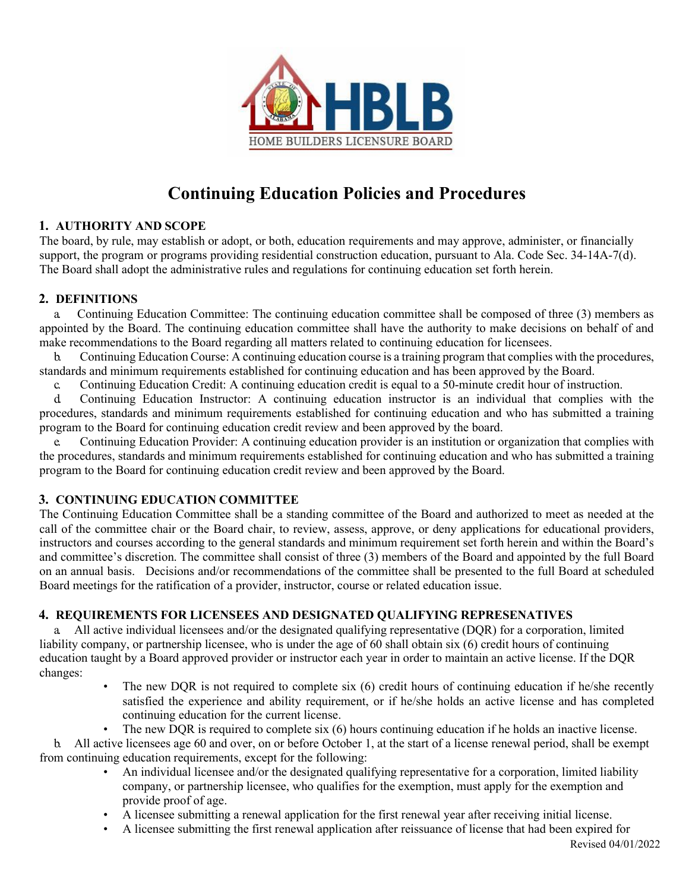# Continuing Education Policies and Procedures

## 1. AUTHORITY AND SCOPE

The board, by rule, may establish or adopt, or both, education requirements and may approve, administer, or financially support, the program or programs providing residential construction education, pursuant to Ala. Code Sec. 34-14A-7(d). The Board shall adopt the administrative rules and regulations for continuing education set forth herein.

## 2. DEFINITIONS

a. Continuing Education Committee: The continuing education committee shall be composed of three (3) members as appointed by the Board. The continuing education committee shall have the authority to make decisions on behalf of and make recommendations to the Board regarding all matters related to continuing education for licensees.

b. Continuing Education Course: A continuing education course is a training program that complies with the procedures, standards and minimum requirements established for continuing education and has been approved by the Board.

c. Continuing Education Credit: A continuing education credit is equal to a 50-minute credit hour of instruction.

d. Continuing Education Instructor: A continuing education instructor is an individual that complies with the procedures, standards and minimum requirements established for continuing education and who has submitted a training program to the Board for continuing education credit review and been approved by the board.

e. Continuing Education Provider: A continuing education provider is an institution or organization that complies with the procedures, standards and minimum requirements established for continuing education and who has submitted a training program to the Board for continuing education credit review and been approved by the Board.

## 3. CONTINUING EDUCATION COMMITTEE

The Continuing Education Committee shall be a standing committee of the Board and authorized to meet as needed at the call of the committee chair or the Board chair, to review, assess, approve, or deny applications for educational providers, instructors and courses according to the general standards and minimum requirement set forth herein and within the Board's and committee's discretion. The committee shall consist of three (3) members of the Board and appointed by the full Board on an annual basis. Decisions and/or recommendations of the committee shall be presented to the full Board at scheduled Board meetings for the ratification of a provider, instructor, course or related education issue.

## 4. REQUIREMENTS FOR LICENSEES AND DESIGNATED QUALIFYING REPRESENATIVES

a. All active individual licensees and/or the designated qualifying representative (DQR) for a corporation, limited liability company, or partnership licensee, who is under the age of 60 shall obtain six (6) credit hours of continuing education taught by a Board approved provider or instructor each year in order to maintain an active license. If the DQR changes:

- The new DQR is not required to complete six (6) credit hours of continuing education if he/she recently satisfied the experience and ability requirement, or if he/she holds an active license and has completed continuing education for the current license.
- The new DQR is required to complete six (6) hours continuing education if he holds an inactive license.

b. All active licensees age 60 and over, on or before October 1, at the start of a license renewal period, shall be exempt from continuing education requirements, except for the following:

- An individual licensee and/or the designated qualifying representative for a corporation, limited liability company, or partnership licensee, who qualifies for the exemption, must apply for the exemption and provide proof of age.
- A licensee submitting a renewal application for the first renewal year after receiving initial license.
- A licensee submitting the first renewal application after reissuance of license that had been expired for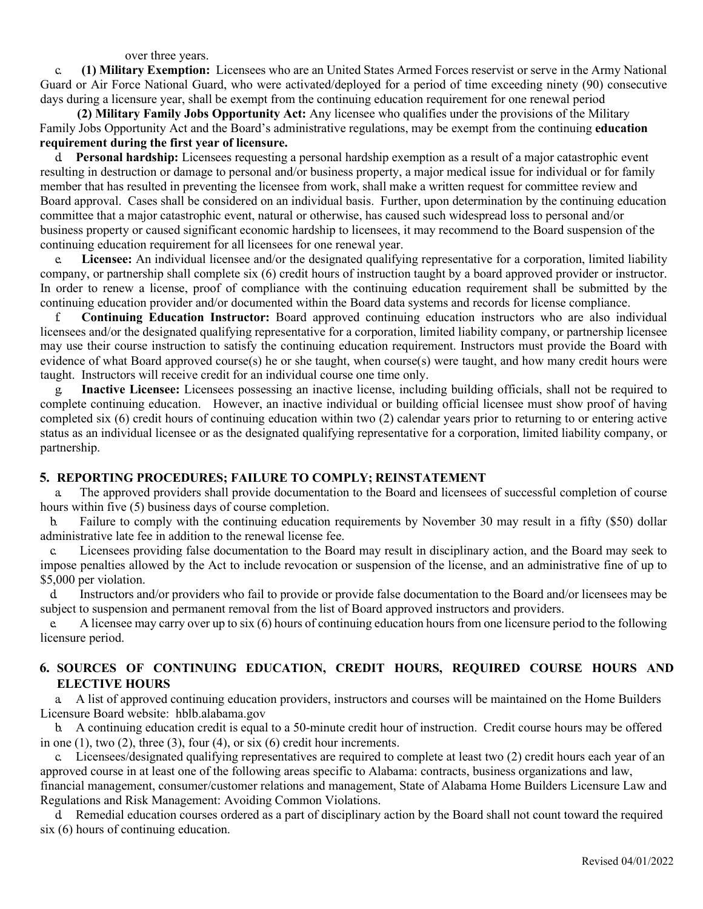over three years.

c. **(1) Military Exemption:** Licensees who are an United States Armed Forces reservist or serve in the Army National Guard or Air Force National Guard, who were activated/deployed for a period of time exceeding ninety (90) consecutive days during a licensure year, shall be exempt from the continuing education requirement for one renewal period

**(2) Military Family Jobs Opportunity Act:** Any licensee who qualifies under the provisions of the Military Family Jobs Opportunity Act and the Board's administrative regulations, may be exempt from the continuing **education requirement during the first year of licensure.**

d. **Personal hardship:** Licensees requesting a personal hardship exemption as a result of a major catastrophic event resulting in destruction or damage to personal and/or business property, a major medical issue for individual or for family member that has resulted in preventing the licensee from work, shall make a written request for committee review and Board approval. Cases shall be considered on an individual basis. Further, upon determination by the continuing education committee that a major catastrophic event, natural or otherwise, has caused such widespread loss to personal and/or business property or caused significant economic hardship to licensees, it may recommend to the Board suspension of the continuing education requirement for all licensees for one renewal year.

e. **Licensee:** An individual licensee and/or the designated qualifying representative for a corporation, limited liability company, or partnership shall complete six (6) credit hours of instruction taught by a board approved provider or instructor. In order to renew a license, proof of compliance with the continuing education requirement shall be submitted by the continuing education provider and/or documented within the Board data systems and records for license compliance.

f. **Continuing Education Instructor:** Board approved continuing education instructors who are also individual licensees and/or the designated qualifying representative for a corporation, limited liability company, or partnership licensee may use their course instruction to satisfy the continuing education requirement. Instructors must provide the Board with evidence of what Board approved course(s) he or she taught, when course(s) were taught, and how many credit hours were taught. Instructors will receive credit for an individual course one time only.

g. **Inactive Licensee:** Licensees possessing an inactive license, including building officials, shall not be required to complete continuing education. However, an inactive individual or building official licensee must show proof of having completed six (6) credit hours of continuing education within two (2) calendar years prior to returning to or entering active status as an individual licensee or as the designated qualifying representative for a corporation, limited liability company, or partnership.

## 5. REPORTING PROCEDURES; FAILURE TO COMPLY; REINSTATEMENT

a. The approved providers shall provide documentation to the Board and licensees of successful completion of course hours within five (5) business days of course completion.

b. Failure to comply with the continuing education requirements by November 30 may result in a fifty ($50) dollar administrative late fee in addition to the renewal license fee.

c. Licensees providing false documentation to the Board may result in disciplinary action, and the Board may seek to impose penalties allowed by the Act to include revocation or suspension of the license, and an administrative fine of up to $5,000 per violation.

d. Instructors and/or providers who fail to provide or provide false documentation to the Board and/or licensees may be subject to suspension and permanent removal from the list of Board approved instructors and providers.

e. A licensee may carry over up to six (6) hours of continuing education hours from one licensure period to the following licensure period.

## 6. SOURCES OF CONTINUING EDUCATION, CREDIT HOURS, REQUIRED COURSE HOURS AND ELECTIVE HOURS

a. A list of approved continuing education providers, instructors and courses will be maintained on the Home Builders Licensure Board website: hblb.alabama.gov

b. A continuing education credit is equal to a 50-minute credit hour of instruction. Credit course hours may be offered in one (1), two (2), three (3), four (4), or six (6) credit hour increments.

c. Licensees/designated qualifying representatives are required to complete at least two (2) credit hours each year of an approved course in at least one of the following areas specific to Alabama: contracts, business organizations and law, financial management, consumer/customer relations and management, State of Alabama Home Builders Licensure Law and Regulations and Risk Management: Avoiding Common Violations.

d. Remedial education courses ordered as a part of disciplinary action by the Board shall not count toward the required six (6) hours of continuing education.

Revised 04/01/2022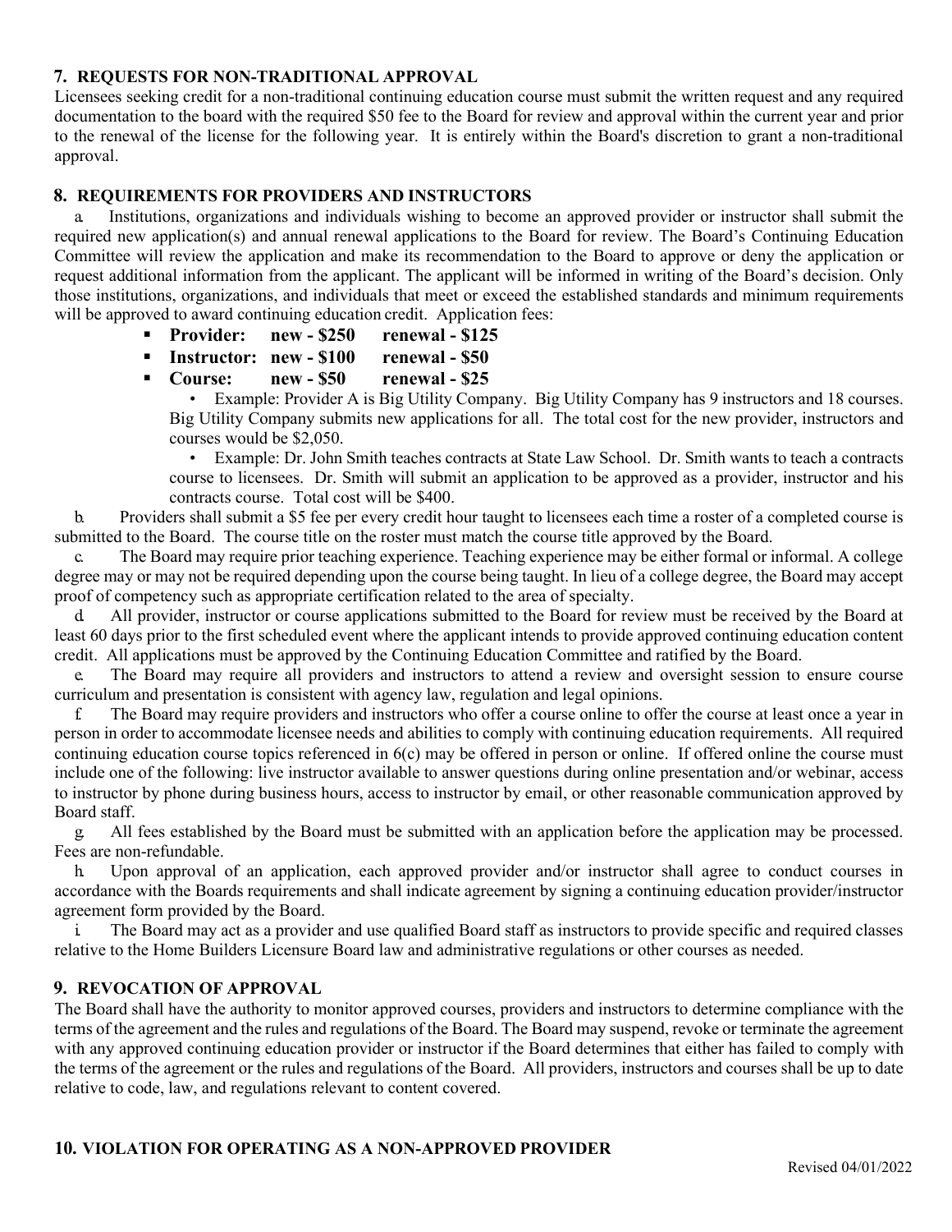## 7. REQUESTS FOR NON-TRADITIONAL APPROVAL

Licensees seeking credit for a non-traditional continuing education course must submit the written request and any required documentation to the board with the required $50 fee to the Board for review and approval within the current year and prior to the renewal of the license for the following year. It is entirely within the Board's discretion to grant a non-traditional approval.

## 8. REQUIREMENTS FOR PROVIDERS AND INSTRUCTORS

a. Institutions, organizations and individuals wishing to become an approved provider or instructor shall submit the required new application(s) and annual renewal applications to the Board for review. The Board's Continuing Education Committee will review the application and make its recommendation to the Board to approve or deny the application or request additional information from the applicant. The applicant will be informed in writing of the Board's decision. Only those institutions, organizations, and individuals that meet or exceed the established standards and minimum requirements will be approved to award continuing education credit. Application fees:

- **Provider: new - $250 renewal - $125**
- **Instructor: new - $100 renewal - $50**
- **Course: new - $50 renewal - $25**
  - Example: Provider A is Big Utility Company. Big Utility Company has 9 instructors and 18 courses. Big Utility Company submits new applications for all. The total cost for the new provider, instructors and courses would be $2,050.
  - Example: Dr. John Smith teaches contracts at State Law School. Dr. Smith wants to teach a contracts course to licensees. Dr. Smith will submit an application to be approved as a provider, instructor and his contracts course. Total cost will be $400.

b. Providers shall submit a $5 fee per every credit hour taught to licensees each time a roster of a completed course is submitted to the Board. The course title on the roster must match the course title approved by the Board.

c. The Board may require prior teaching experience. Teaching experience may be either formal or informal. A college degree may or may not be required depending upon the course being taught. In lieu of a college degree, the Board may accept proof of competency such as appropriate certification related to the area of specialty.

d. All provider, instructor or course applications submitted to the Board for review must be received by the Board at least 60 days prior to the first scheduled event where the applicant intends to provide approved continuing education content credit. All applications must be approved by the Continuing Education Committee and ratified by the Board.

e. The Board may require all providers and instructors to attend a review and oversight session to ensure course curriculum and presentation is consistent with agency law, regulation and legal opinions.

f. The Board may require providers and instructors who offer a course online to offer the course at least once a year in person in order to accommodate licensee needs and abilities to comply with continuing education requirements. All required continuing education course topics referenced in 6(c) may be offered in person or online. If offered online the course must include one of the following: live instructor available to answer questions during online presentation and/or webinar, access to instructor by phone during business hours, access to instructor by email, or other reasonable communication approved by Board staff.

g. All fees established by the Board must be submitted with an application before the application may be processed. Fees are non-refundable.

h. Upon approval of an application, each approved provider and/or instructor shall agree to conduct courses in accordance with the Boards requirements and shall indicate agreement by signing a continuing education provider/instructor agreement form provided by the Board.

i. The Board may act as a provider and use qualified Board staff as instructors to provide specific and required classes relative to the Home Builders Licensure Board law and administrative regulations or other courses as needed.

## 9. REVOCATION OF APPROVAL

The Board shall have the authority to monitor approved courses, providers and instructors to determine compliance with the terms of the agreement and the rules and regulations of the Board. The Board may suspend, revoke or terminate the agreement with any approved continuing education provider or instructor if the Board determines that either has failed to comply with the terms of the agreement or the rules and regulations of the Board. All providers, instructors and courses shall be up to date relative to code, law, and regulations relevant to content covered.

## 10. VIOLATION FOR OPERATING AS A NON-APPROVED PROVIDER

Revised 04/01/2022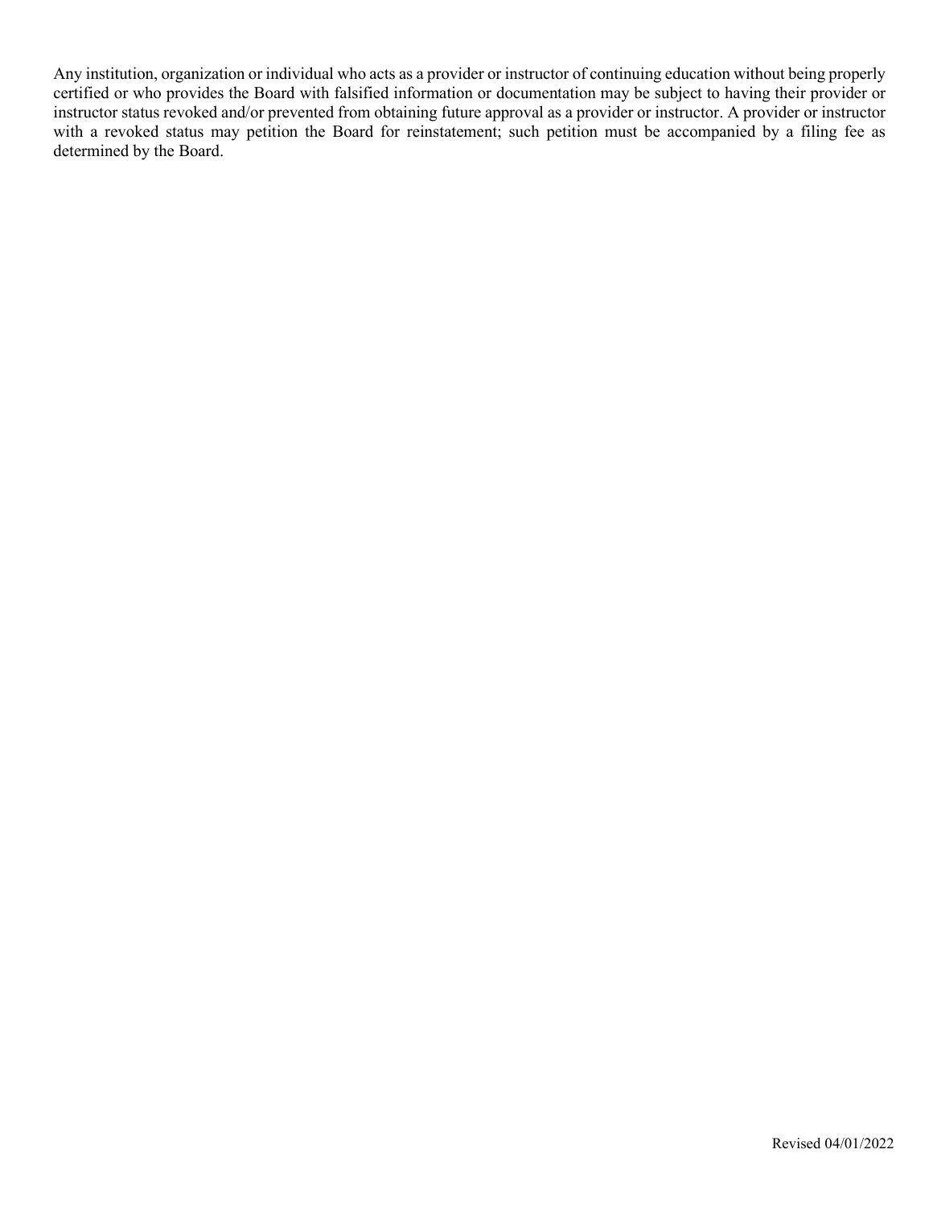Any institution, organization or individual who acts as a provider or instructor of continuing education without being properly certified or who provides the Board with falsified information or documentation may be subject to having their provider or instructor status revoked and/or prevented from obtaining future approval as a provider or instructor. A provider or instructor with a revoked status may petition the Board for reinstatement; such petition must be accompanied by a filing fee as determined by the Board.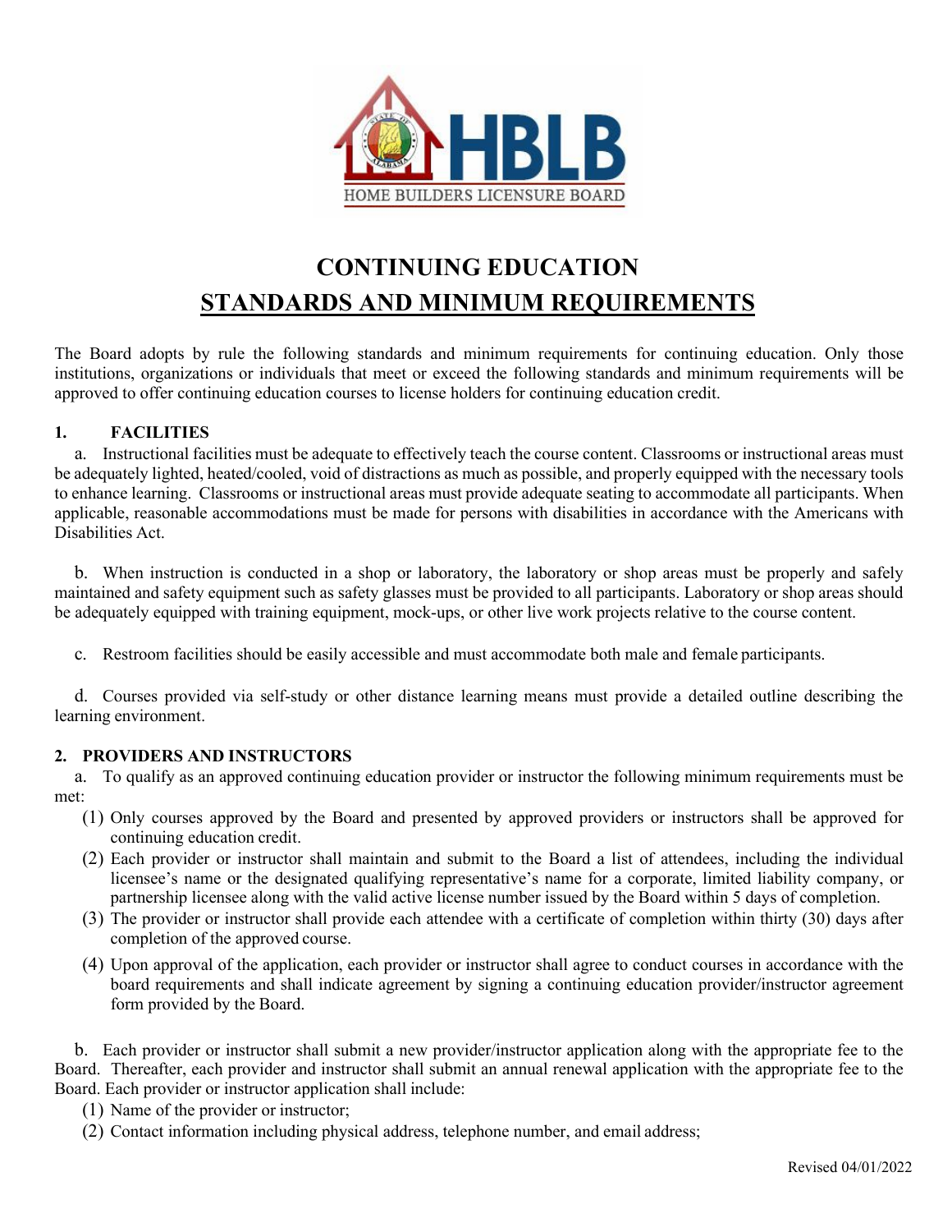# CONTINUING EDUCATION

## STANDARDS AND MINIMUM REQUIREMENTS

The Board adopts by rule the following standards and minimum requirements for continuing education. Only those institutions, organizations or individuals that meet or exceed the following standards and minimum requirements will be approved to offer continuing education courses to license holders for continuing education credit.

### 1. FACILITIES

a. Instructional facilities must be adequate to effectively teach the course content. Classrooms or instructional areas must be adequately lighted, heated/cooled, void of distractions as much as possible, and properly equipped with the necessary tools to enhance learning. Classrooms or instructional areas must provide adequate seating to accommodate all participants. When applicable, reasonable accommodations must be made for persons with disabilities in accordance with the Americans with Disabilities Act.

b. When instruction is conducted in a shop or laboratory, the laboratory or shop areas must be properly and safely maintained and safety equipment such as safety glasses must be provided to all participants. Laboratory or shop areas should be adequately equipped with training equipment, mock-ups, or other live work projects relative to the course content.

c. Restroom facilities should be easily accessible and must accommodate both male and female participants.

d. Courses provided via self-study or other distance learning means must provide a detailed outline describing the learning environment.

### 2. PROVIDERS AND INSTRUCTORS

a. To qualify as an approved continuing education provider or instructor the following minimum requirements must be met:

(1) Only courses approved by the Board and presented by approved providers or instructors shall be approved for continuing education credit.

(2) Each provider or instructor shall maintain and submit to the Board a list of attendees, including the individual licensee's name or the designated qualifying representative's name for a corporate, limited liability company, or partnership licensee along with the valid active license number issued by the Board within 5 days of completion.

(3) The provider or instructor shall provide each attendee with a certificate of completion within thirty (30) days after completion of the approved course.

(4) Upon approval of the application, each provider or instructor shall agree to conduct courses in accordance with the board requirements and shall indicate agreement by signing a continuing education provider/instructor agreement form provided by the Board.

b. Each provider or instructor shall submit a new provider/instructor application along with the appropriate fee to the Board. Thereafter, each provider and instructor shall submit an annual renewal application with the appropriate fee to the Board. Each provider or instructor application shall include:

(1) Name of the provider or instructor;

(2) Contact information including physical address, telephone number, and email address;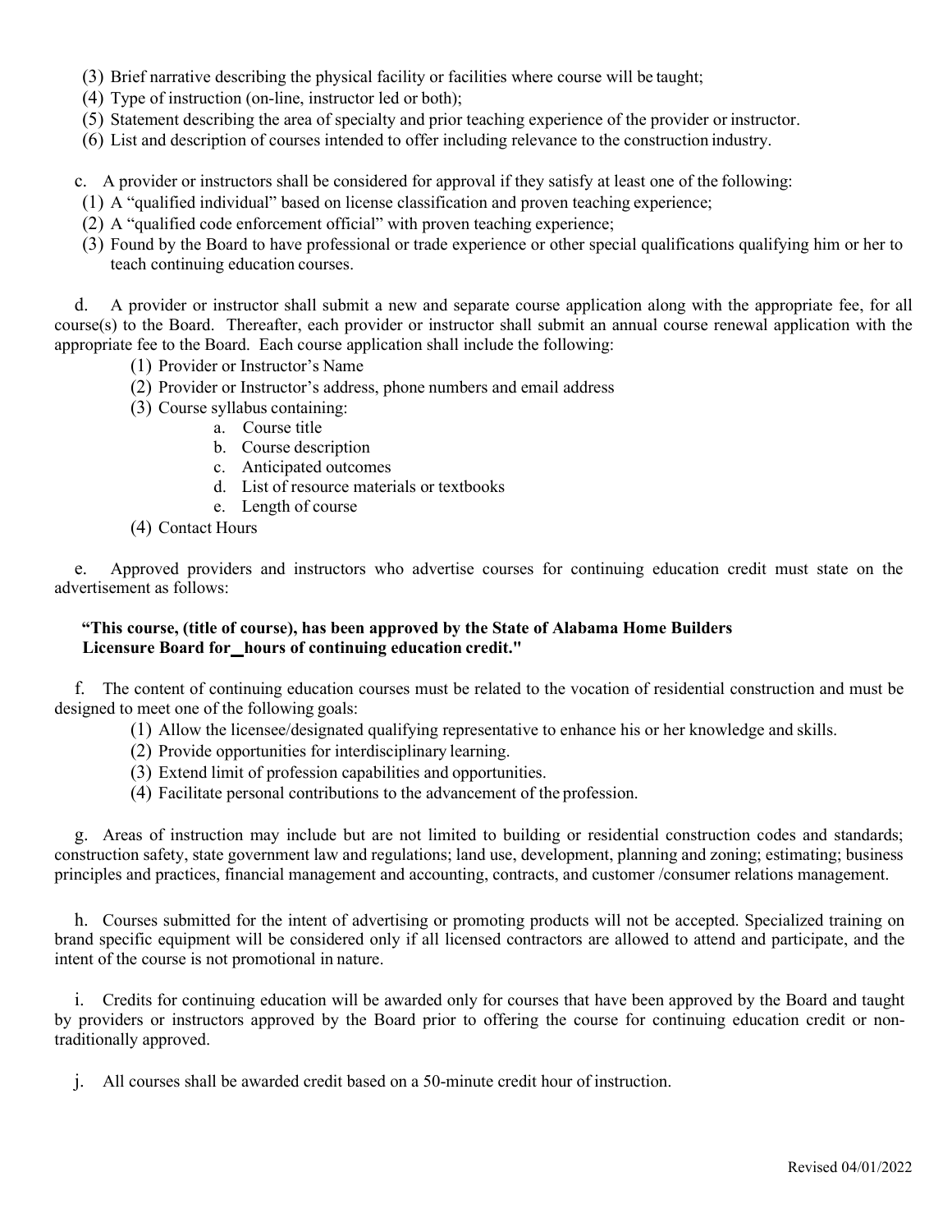(3) Brief narrative describing the physical facility or facilities where course will be taught;
(4) Type of instruction (on-line, instructor led or both);
(5) Statement describing the area of specialty and prior teaching experience of the provider or instructor.
(6) List and description of courses intended to offer including relevance to the construction industry.

c. A provider or instructors shall be considered for approval if they satisfy at least one of the following:
(1) A "qualified individual" based on license classification and proven teaching experience;
(2) A "qualified code enforcement official" with proven teaching experience;
(3) Found by the Board to have professional or trade experience or other special qualifications qualifying him or her to teach continuing education courses.

d. A provider or instructor shall submit a new and separate course application along with the appropriate fee, for all course(s) to the Board. Thereafter, each provider or instructor shall submit an annual course renewal application with the appropriate fee to the Board. Each course application shall include the following:
(1) Provider or Instructor's Name
(2) Provider or Instructor's address, phone numbers and email address
(3) Course syllabus containing:
a. Course title
b. Course description
c. Anticipated outcomes
d. List of resource materials or textbooks
e. Length of course
(4) Contact Hours

e. Approved providers and instructors who advertise courses for continuing education credit must state on the advertisement as follows:

**"This course, (title of course), has been approved by the State of Alabama Home Builders Licensure Board for__hours of continuing education credit."**

f. The content of continuing education courses must be related to the vocation of residential construction and must be designed to meet one of the following goals:
(1) Allow the licensee/designated qualifying representative to enhance his or her knowledge and skills.
(2) Provide opportunities for interdisciplinary learning.
(3) Extend limit of profession capabilities and opportunities.
(4) Facilitate personal contributions to the advancement of the profession.

g. Areas of instruction may include but are not limited to building or residential construction codes and standards; construction safety, state government law and regulations; land use, development, planning and zoning; estimating; business principles and practices, financial management and accounting, contracts, and customer /consumer relations management.

h. Courses submitted for the intent of advertising or promoting products will not be accepted. Specialized training on brand specific equipment will be considered only if all licensed contractors are allowed to attend and participate, and the intent of the course is not promotional in nature.

i. Credits for continuing education will be awarded only for courses that have been approved by the Board and taught by providers or instructors approved by the Board prior to offering the course for continuing education credit or non-traditionally approved.

j. All courses shall be awarded credit based on a 50-minute credit hour of instruction.

Revised 04/01/2022